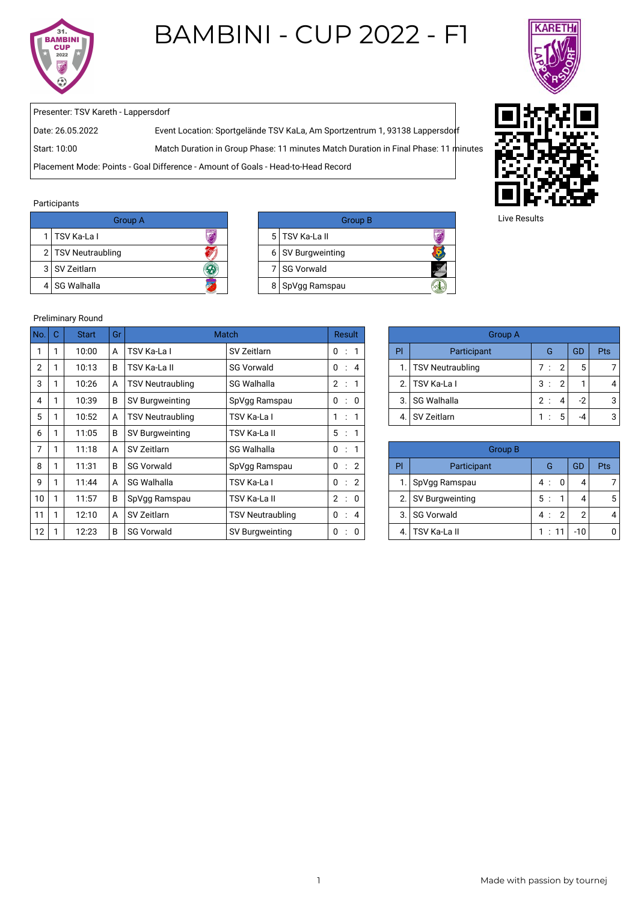# BAMBINI - CUP 2022 - F1

Presenter: TSV Kareth - Lappersdorf

Date: 26.05.2022 | Event Location: Sportgelände TSV KaLa, Am Sportzentrum 1, 93138 Lappersdorf

Start: 10:00 | Match Duration in Group Phase: 11 minutes Match Duration in Final Phase: 11 minutes

Placement Mode: Points - Goal Difference - Amount of Goals - Head-to-Head Record

Live Results

Participants

| Group A | |
|---|---|
| 1 | TSV Ka-La I |
| 2 | TSV Neutraubling |
| 3 | SV Zeitlarn |
| 4 | SG Walhalla |

| Group B | |
|---|---|
| 5 | TSV Ka-La II |
| 6 | SV Burgweinting |
| 7 | SG Vorwald |
| 8 | SpVgg Ramspau |

Preliminary Round

| No. | C | Start | Gr | Match | | Result |
|---|---|---|---|---|---|---|
| 1 | 1 | 10:00 | A | TSV Ka-La I | SV Zeitlarn | 0 : 1 |
| 2 | 1 | 10:13 | B | TSV Ka-La II | SG Vorwald | 0 : 4 |
| 3 | 1 | 10:26 | A | TSV Neutraubling | SG Walhalla | 2 : 1 |
| 4 | 1 | 10:39 | B | SV Burgweinting | SpVgg Ramspau | 0 : 0 |
| 5 | 1 | 10:52 | A | TSV Neutraubling | TSV Ka-La I | 1 : 1 |
| 6 | 1 | 11:05 | B | SV Burgweinting | TSV Ka-La II | 5 : 1 |
| 7 | 1 | 11:18 | A | SV Zeitlarn | SG Walhalla | 0 : 1 |
| 8 | 1 | 11:31 | B | SG Vorwald | SpVgg Ramspau | 0 : 2 |
| 9 | 1 | 11:44 | A | SG Walhalla | TSV Ka-La I | 0 : 2 |
| 10 | 1 | 11:57 | B | SpVgg Ramspau | TSV Ka-La II | 2 : 0 |
| 11 | 1 | 12:10 | A | SV Zeitlarn | TSV Neutraubling | 0 : 4 |
| 12 | 1 | 12:23 | B | SG Vorwald | SV Burgweinting | 0 : 0 |

| Group A | | | | |
|---|---|---|---|---|
| Pl | Participant | G | GD | Pts |
| 1. | TSV Neutraubling | 7 : 2 | 5 | 7 |
| 2. | TSV Ka-La I | 3 : 2 | 1 | 4 |
| 3. | SG Walhalla | 2 : 4 | -2 | 3 |
| 4. | SV Zeitlarn | 1 : 5 | -4 | 3 |

| Group B | | | | |
|---|---|---|---|---|
| Pl | Participant | G | GD | Pts |
| 1. | SpVgg Ramspau | 4 : 0 | 4 | 7 |
| 2. | SV Burgweinting | 5 : 1 | 4 | 5 |
| 3. | SG Vorwald | 4 : 2 | 2 | 4 |
| 4. | TSV Ka-La II | 1 : 11 | -10 | 0 |

Made with passion by tournej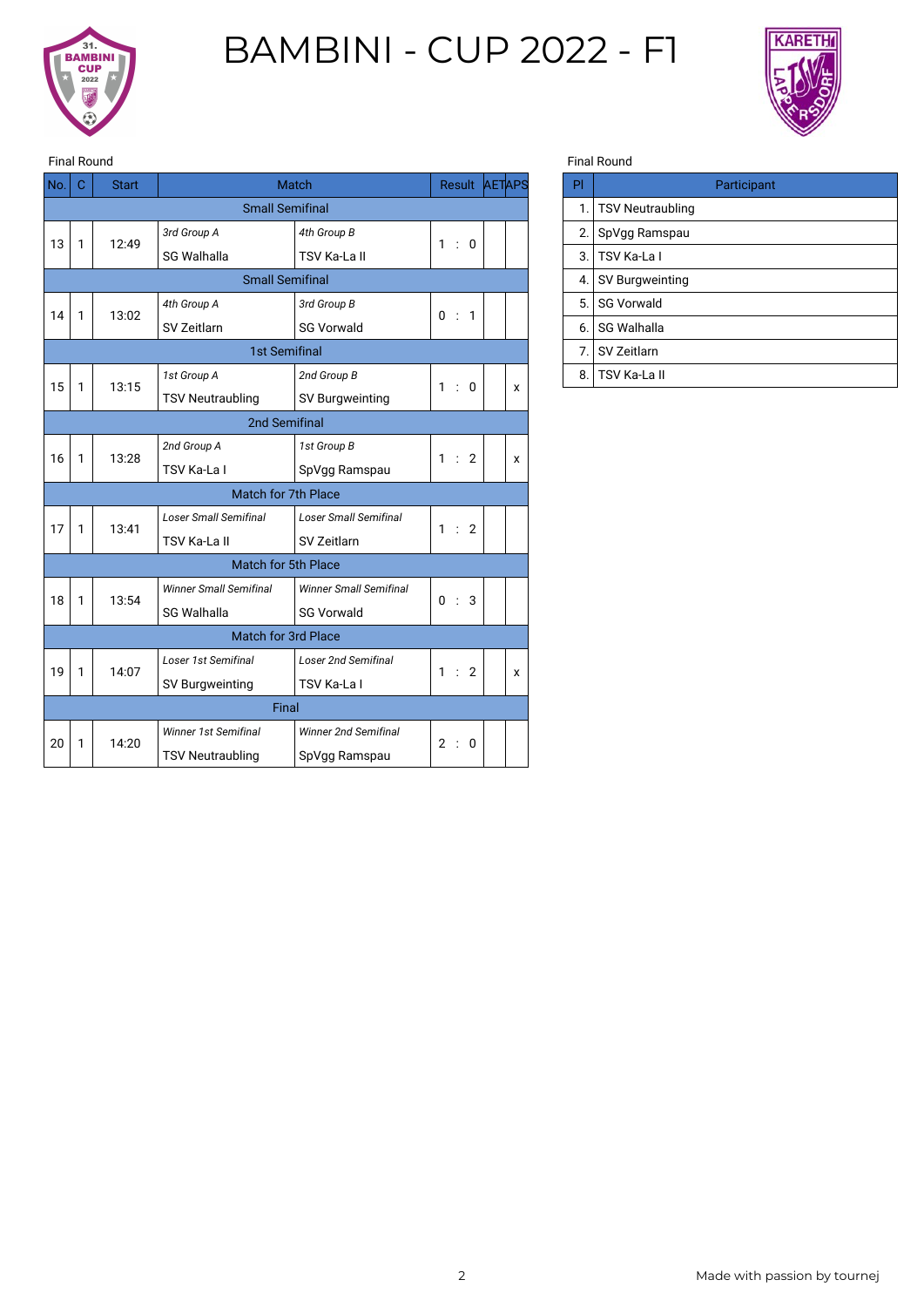# BAMBINI - CUP 2022 - F1

Final Round

| No. | C | Start | Match | | Result | AET | APS |
|---|---|---|---|---|---|---|---|
| | | | Small Semifinal | | | | |
| 13 | 1 | 12:49 | *3rd Group A* SG Walhalla | *4th Group B* TSV Ka-La II | 1 : 0 | | |
| | | | Small Semifinal | | | | |
| 14 | 1 | 13:02 | *4th Group A* SV Zeitlarn | *3rd Group B* SG Vorwald | 0 : 1 | | |
| | | | 1st Semifinal | | | | |
| 15 | 1 | 13:15 | *1st Group A* TSV Neutraubling | *2nd Group B* SV Burgweinting | 1 : 0 | | x |
| | | | 2nd Semifinal | | | | |
| 16 | 1 | 13:28 | *2nd Group A* TSV Ka-La I | *1st Group B* SpVgg Ramspau | 1 : 2 | | x |
| | | | Match for 7th Place | | | | |
| 17 | 1 | 13:41 | *Loser Small Semifinal* TSV Ka-La II | *Loser Small Semifinal* SV Zeitlarn | 1 : 2 | | |
| | | | Match for 5th Place | | | | |
| 18 | 1 | 13:54 | *Winner Small Semifinal* SG Walhalla | *Winner Small Semifinal* SG Vorwald | 0 : 3 | | |
| | | | Match for 3rd Place | | | | |
| 19 | 1 | 14:07 | *Loser 1st Semifinal* SV Burgweinting | *Loser 2nd Semifinal* TSV Ka-La I | 1 : 2 | | x |
| | | | Final | | | | |
| 20 | 1 | 14:20 | *Winner 1st Semifinal* TSV Neutraubling | *Winner 2nd Semifinal* SpVgg Ramspau | 2 : 0 | | |

Final Round

| Pl | Participant |
|---|---|
| 1. | TSV Neutraubling |
| 2. | SpVgg Ramspau |
| 3. | TSV Ka-La I |
| 4. | SV Burgweinting |
| 5. | SG Vorwald |
| 6. | SG Walhalla |
| 7. | SV Zeitlarn |
| 8. | TSV Ka-La II |

Made with passion by tournej